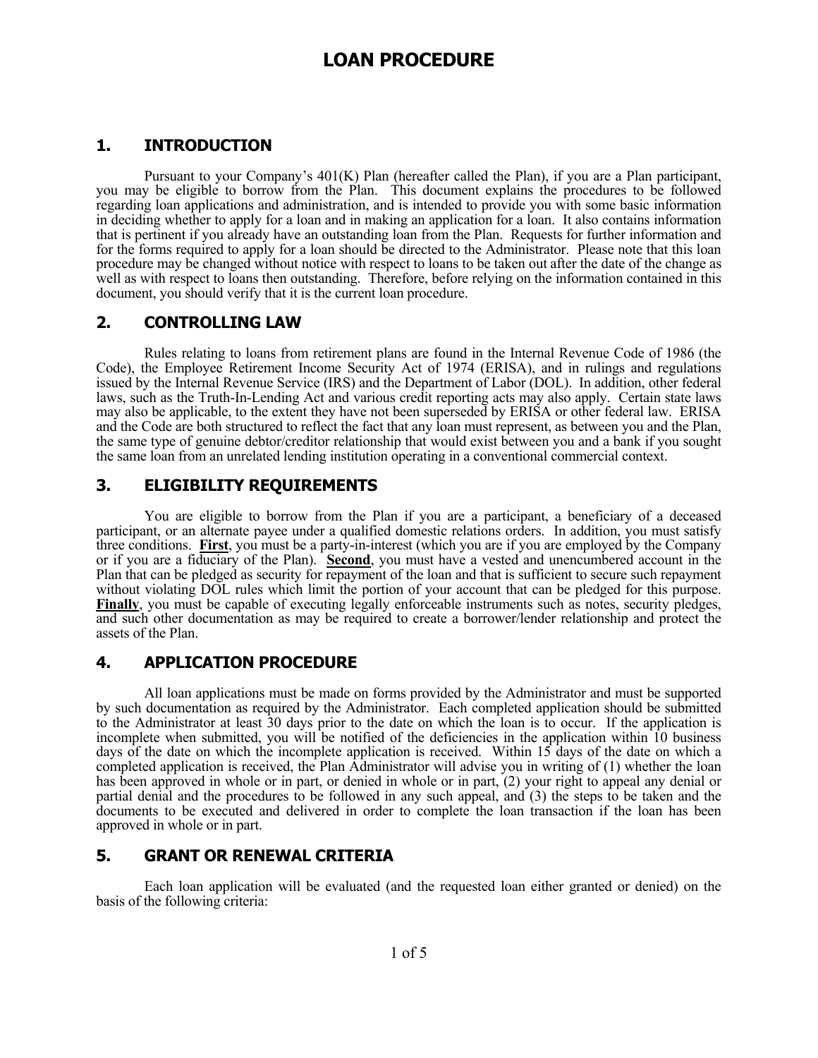# LOAN PROCEDURE

## 1. INTRODUCTION

Pursuant to your Company's 401(K) Plan (hereafter called the Plan), if you are a Plan participant, you may be eligible to borrow from the Plan. This document explains the procedures to be followed regarding loan applications and administration, and is intended to provide you with some basic information in deciding whether to apply for a loan and in making an application for a loan. It also contains information that is pertinent if you already have an outstanding loan from the Plan. Requests for further information and for the forms required to apply for a loan should be directed to the Administrator. Please note that this loan procedure may be changed without notice with respect to loans to be taken out after the date of the change as well as with respect to loans then outstanding. Therefore, before relying on the information contained in this document, you should verify that it is the current loan procedure.

## 2. CONTROLLING LAW

Rules relating to loans from retirement plans are found in the Internal Revenue Code of 1986 (the Code), the Employee Retirement Income Security Act of 1974 (ERISA), and in rulings and regulations issued by the Internal Revenue Service (IRS) and the Department of Labor (DOL). In addition, other federal laws, such as the Truth-In-Lending Act and various credit reporting acts may also apply. Certain state laws may also be applicable, to the extent they have not been superseded by ERISA or other federal law. ERISA and the Code are both structured to reflect the fact that any loan must represent, as between you and the Plan, the same type of genuine debtor/creditor relationship that would exist between you and a bank if you sought the same loan from an unrelated lending institution operating in a conventional commercial context.

## 3. ELIGIBILITY REQUIREMENTS

You are eligible to borrow from the Plan if you are a participant, a beneficiary of a deceased participant, or an alternate payee under a qualified domestic relations orders. In addition, you must satisfy three conditions. **First**, you must be a party-in-interest (which you are if you are employed by the Company or if you are a fiduciary of the Plan). **Second**, you must have a vested and unencumbered account in the Plan that can be pledged as security for repayment of the loan and that is sufficient to secure such repayment without violating DOL rules which limit the portion of your account that can be pledged for this purpose. **Finally**, you must be capable of executing legally enforceable instruments such as notes, security pledges, and such other documentation as may be required to create a borrower/lender relationship and protect the assets of the Plan.

## 4. APPLICATION PROCEDURE

All loan applications must be made on forms provided by the Administrator and must be supported by such documentation as required by the Administrator. Each completed application should be submitted to the Administrator at least 30 days prior to the date on which the loan is to occur. If the application is incomplete when submitted, you will be notified of the deficiencies in the application within 10 business days of the date on which the incomplete application is received. Within 15 days of the date on which a completed application is received, the Plan Administrator will advise you in writing of (1) whether the loan has been approved in whole or in part, or denied in whole or in part, (2) your right to appeal any denial or partial denial and the procedures to be followed in any such appeal, and (3) the steps to be taken and the documents to be executed and delivered in order to complete the loan transaction if the loan has been approved in whole or in part.

## 5. GRANT OR RENEWAL CRITERIA

Each loan application will be evaluated (and the requested loan either granted or denied) on the basis of the following criteria: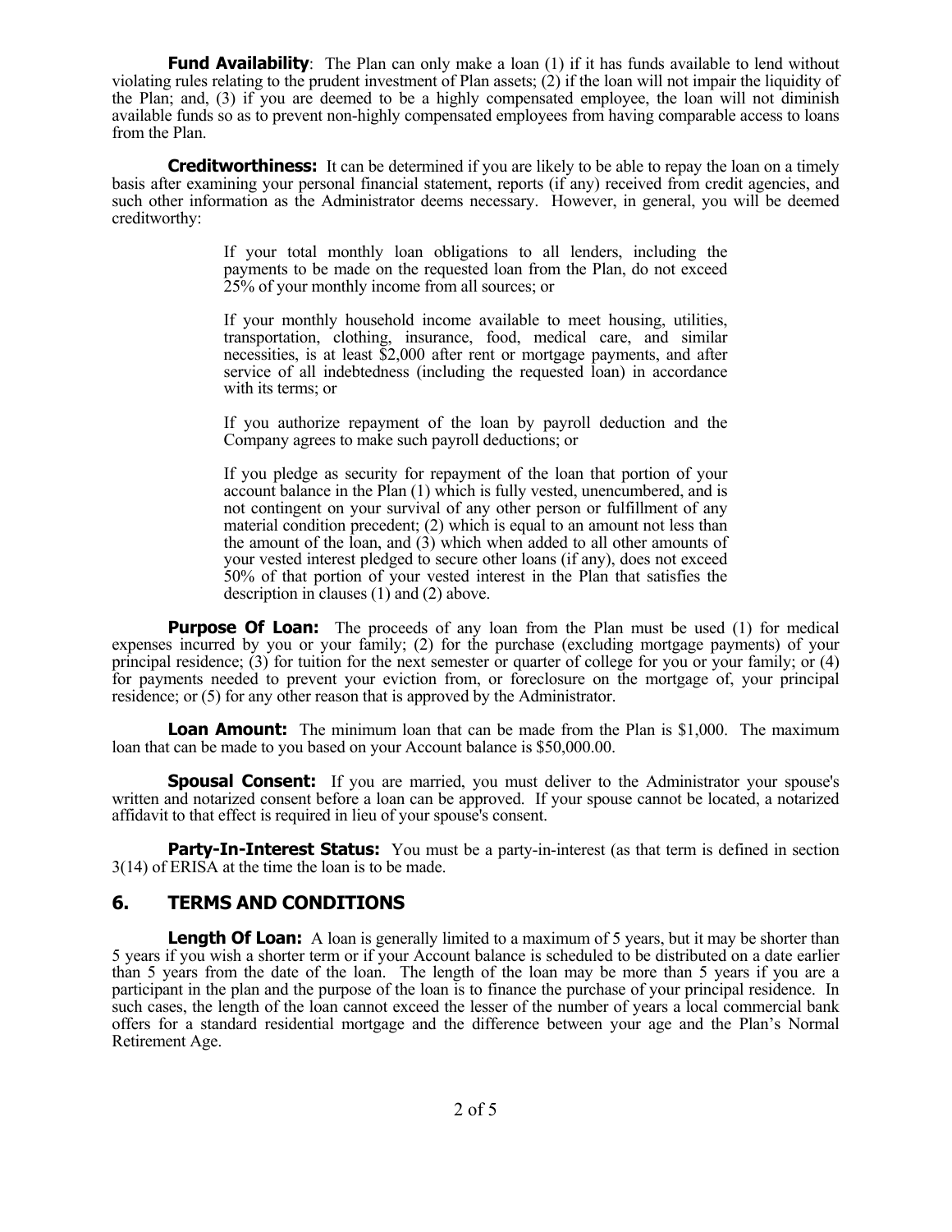**Fund Availability**: The Plan can only make a loan (1) if it has funds available to lend without violating rules relating to the prudent investment of Plan assets; (2) if the loan will not impair the liquidity of the Plan; and, (3) if you are deemed to be a highly compensated employee, the loan will not diminish available funds so as to prevent non-highly compensated employees from having comparable access to loans from the Plan.

**Creditworthiness:** It can be determined if you are likely to be able to repay the loan on a timely basis after examining your personal financial statement, reports (if any) received from credit agencies, and such other information as the Administrator deems necessary. However, in general, you will be deemed creditworthy:

> If your total monthly loan obligations to all lenders, including the payments to be made on the requested loan from the Plan, do not exceed 25% of your monthly income from all sources; or
>
> If your monthly household income available to meet housing, utilities, transportation, clothing, insurance, food, medical care, and similar necessities, is at least $2,000 after rent or mortgage payments, and after service of all indebtedness (including the requested loan) in accordance with its terms; or
>
> If you authorize repayment of the loan by payroll deduction and the Company agrees to make such payroll deductions; or
>
> If you pledge as security for repayment of the loan that portion of your account balance in the Plan (1) which is fully vested, unencumbered, and is not contingent on your survival of any other person or fulfillment of any material condition precedent; (2) which is equal to an amount not less than the amount of the loan, and (3) which when added to all other amounts of your vested interest pledged to secure other loans (if any), does not exceed 50% of that portion of your vested interest in the Plan that satisfies the description in clauses (1) and (2) above.

**Purpose Of Loan:** The proceeds of any loan from the Plan must be used (1) for medical expenses incurred by you or your family; (2) for the purchase (excluding mortgage payments) of your principal residence; (3) for tuition for the next semester or quarter of college for you or your family; or (4) for payments needed to prevent your eviction from, or foreclosure on the mortgage of, your principal residence; or (5) for any other reason that is approved by the Administrator.

**Loan Amount:** The minimum loan that can be made from the Plan is $1,000. The maximum loan that can be made to you based on your Account balance is $50,000.00.

**Spousal Consent:** If you are married, you must deliver to the Administrator your spouse's written and notarized consent before a loan can be approved. If your spouse cannot be located, a notarized affidavit to that effect is required in lieu of your spouse's consent.

**Party-In-Interest Status:** You must be a party-in-interest (as that term is defined in section 3(14) of ERISA at the time the loan is to be made.

## 6. TERMS AND CONDITIONS

**Length Of Loan:** A loan is generally limited to a maximum of 5 years, but it may be shorter than 5 years if you wish a shorter term or if your Account balance is scheduled to be distributed on a date earlier than 5 years from the date of the loan. The length of the loan may be more than 5 years if you are a participant in the plan and the purpose of the loan is to finance the purchase of your principal residence. In such cases, the length of the loan cannot exceed the lesser of the number of years a local commercial bank offers for a standard residential mortgage and the difference between your age and the Plan's Normal Retirement Age.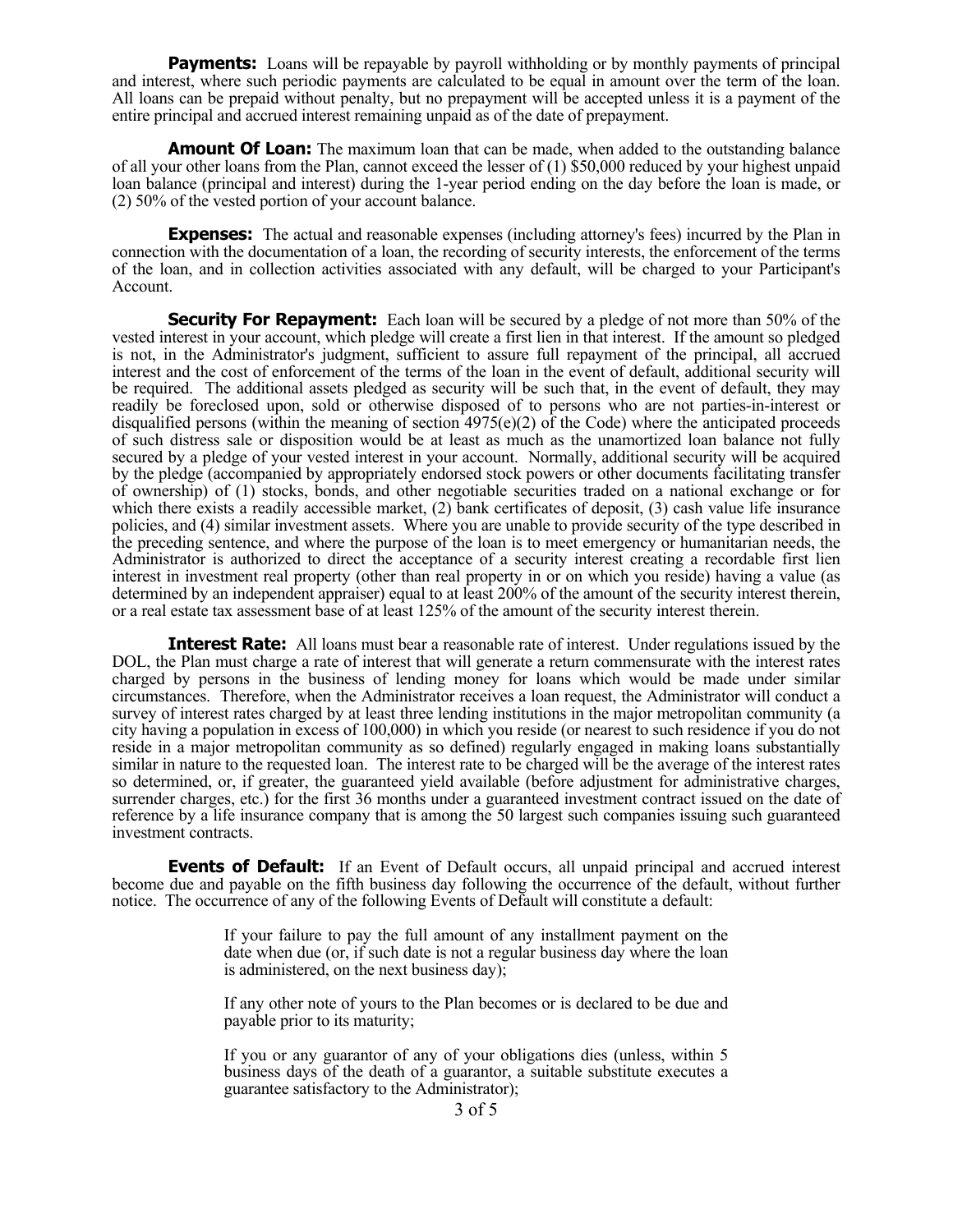**Payments:** Loans will be repayable by payroll withholding or by monthly payments of principal and interest, where such periodic payments are calculated to be equal in amount over the term of the loan. All loans can be prepaid without penalty, but no prepayment will be accepted unless it is a payment of the entire principal and accrued interest remaining unpaid as of the date of prepayment.

**Amount Of Loan:** The maximum loan that can be made, when added to the outstanding balance of all your other loans from the Plan, cannot exceed the lesser of (1) $50,000 reduced by your highest unpaid loan balance (principal and interest) during the 1-year period ending on the day before the loan is made, or (2) 50% of the vested portion of your account balance.

**Expenses:** The actual and reasonable expenses (including attorney's fees) incurred by the Plan in connection with the documentation of a loan, the recording of security interests, the enforcement of the terms of the loan, and in collection activities associated with any default, will be charged to your Participant's Account.

**Security For Repayment:** Each loan will be secured by a pledge of not more than 50% of the vested interest in your account, which pledge will create a first lien in that interest. If the amount so pledged is not, in the Administrator's judgment, sufficient to assure full repayment of the principal, all accrued interest and the cost of enforcement of the terms of the loan in the event of default, additional security will be required. The additional assets pledged as security will be such that, in the event of default, they may readily be foreclosed upon, sold or otherwise disposed of to persons who are not parties-in-interest or disqualified persons (within the meaning of section 4975(e)(2) of the Code) where the anticipated proceeds of such distress sale or disposition would be at least as much as the unamortized loan balance not fully secured by a pledge of your vested interest in your account. Normally, additional security will be acquired by the pledge (accompanied by appropriately endorsed stock powers or other documents facilitating transfer of ownership) of (1) stocks, bonds, and other negotiable securities traded on a national exchange or for which there exists a readily accessible market, (2) bank certificates of deposit, (3) cash value life insurance policies, and (4) similar investment assets. Where you are unable to provide security of the type described in the preceding sentence, and where the purpose of the loan is to meet emergency or humanitarian needs, the Administrator is authorized to direct the acceptance of a security interest creating a recordable first lien interest in investment real property (other than real property in or on which you reside) having a value (as determined by an independent appraiser) equal to at least 200% of the amount of the security interest therein, or a real estate tax assessment base of at least 125% of the amount of the security interest therein.

**Interest Rate:** All loans must bear a reasonable rate of interest. Under regulations issued by the DOL, the Plan must charge a rate of interest that will generate a return commensurate with the interest rates charged by persons in the business of lending money for loans which would be made under similar circumstances. Therefore, when the Administrator receives a loan request, the Administrator will conduct a survey of interest rates charged by at least three lending institutions in the major metropolitan community (a city having a population in excess of 100,000) in which you reside (or nearest to such residence if you do not reside in a major metropolitan community as so defined) regularly engaged in making loans substantially similar in nature to the requested loan. The interest rate to be charged will be the average of the interest rates so determined, or, if greater, the guaranteed yield available (before adjustment for administrative charges, surrender charges, etc.) for the first 36 months under a guaranteed investment contract issued on the date of reference by a life insurance company that is among the 50 largest such companies issuing such guaranteed investment contracts.

**Events of Default:** If an Event of Default occurs, all unpaid principal and accrued interest become due and payable on the fifth business day following the occurrence of the default, without further notice. The occurrence of any of the following Events of Default will constitute a default:

> If your failure to pay the full amount of any installment payment on the date when due (or, if such date is not a regular business day where the loan is administered, on the next business day);
>
> If any other note of yours to the Plan becomes or is declared to be due and payable prior to its maturity;
>
> If you or any guarantor of any of your obligations dies (unless, within 5 business days of the death of a guarantor, a suitable substitute executes a guarantee satisfactory to the Administrator);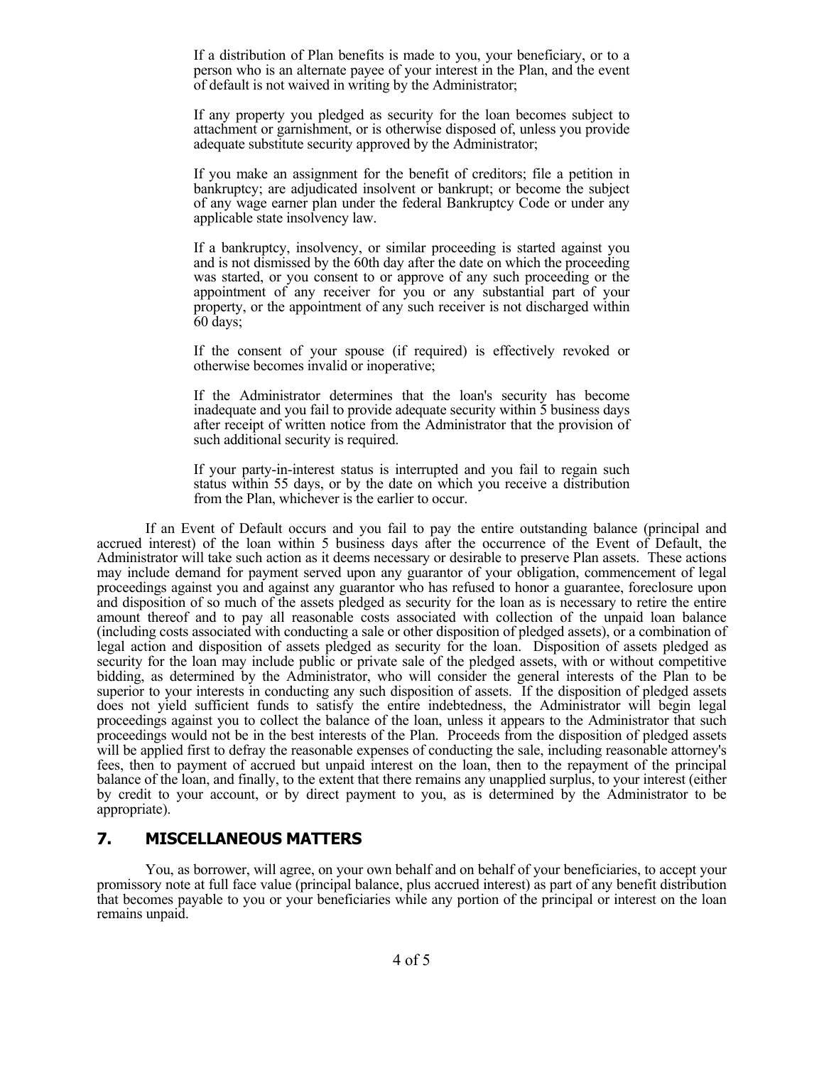If a distribution of Plan benefits is made to you, your beneficiary, or to a person who is an alternate payee of your interest in the Plan, and the event of default is not waived in writing by the Administrator;

If any property you pledged as security for the loan becomes subject to attachment or garnishment, or is otherwise disposed of, unless you provide adequate substitute security approved by the Administrator;

If you make an assignment for the benefit of creditors; file a petition in bankruptcy; are adjudicated insolvent or bankrupt; or become the subject of any wage earner plan under the federal Bankruptcy Code or under any applicable state insolvency law.

If a bankruptcy, insolvency, or similar proceeding is started against you and is not dismissed by the 60th day after the date on which the proceeding was started, or you consent to or approve of any such proceeding or the appointment of any receiver for you or any substantial part of your property, or the appointment of any such receiver is not discharged within 60 days;

If the consent of your spouse (if required) is effectively revoked or otherwise becomes invalid or inoperative;

If the Administrator determines that the loan's security has become inadequate and you fail to provide adequate security within 5 business days after receipt of written notice from the Administrator that the provision of such additional security is required.

If your party-in-interest status is interrupted and you fail to regain such status within 55 days, or by the date on which you receive a distribution from the Plan, whichever is the earlier to occur.

If an Event of Default occurs and you fail to pay the entire outstanding balance (principal and accrued interest) of the loan within 5 business days after the occurrence of the Event of Default, the Administrator will take such action as it deems necessary or desirable to preserve Plan assets. These actions may include demand for payment served upon any guarantor of your obligation, commencement of legal proceedings against you and against any guarantor who has refused to honor a guarantee, foreclosure upon and disposition of so much of the assets pledged as security for the loan as is necessary to retire the entire amount thereof and to pay all reasonable costs associated with collection of the unpaid loan balance (including costs associated with conducting a sale or other disposition of pledged assets), or a combination of legal action and disposition of assets pledged as security for the loan. Disposition of assets pledged as security for the loan may include public or private sale of the pledged assets, with or without competitive bidding, as determined by the Administrator, who will consider the general interests of the Plan to be superior to your interests in conducting any such disposition of assets. If the disposition of pledged assets does not yield sufficient funds to satisfy the entire indebtedness, the Administrator will begin legal proceedings against you to collect the balance of the loan, unless it appears to the Administrator that such proceedings would not be in the best interests of the Plan. Proceeds from the disposition of pledged assets will be applied first to defray the reasonable expenses of conducting the sale, including reasonable attorney's fees, then to payment of accrued but unpaid interest on the loan, then to the repayment of the principal balance of the loan, and finally, to the extent that there remains any unapplied surplus, to your interest (either by credit to your account, or by direct payment to you, as is determined by the Administrator to be appropriate).

## 7. MISCELLANEOUS MATTERS

You, as borrower, will agree, on your own behalf and on behalf of your beneficiaries, to accept your promissory note at full face value (principal balance, plus accrued interest) as part of any benefit distribution that becomes payable to you or your beneficiaries while any portion of the principal or interest on the loan remains unpaid.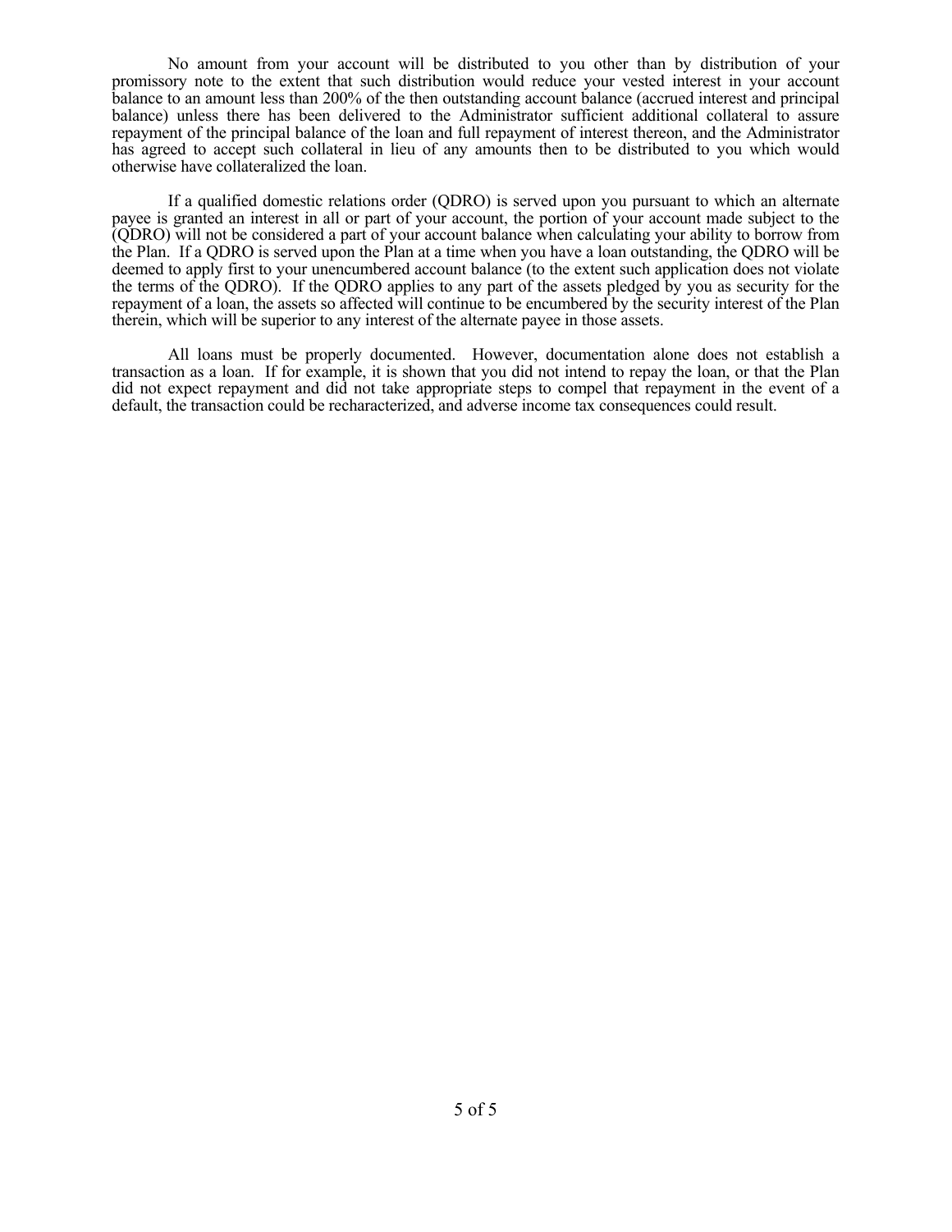No amount from your account will be distributed to you other than by distribution of your promissory note to the extent that such distribution would reduce your vested interest in your account balance to an amount less than 200% of the then outstanding account balance (accrued interest and principal balance) unless there has been delivered to the Administrator sufficient additional collateral to assure repayment of the principal balance of the loan and full repayment of interest thereon, and the Administrator has agreed to accept such collateral in lieu of any amounts then to be distributed to you which would otherwise have collateralized the loan.

If a qualified domestic relations order (QDRO) is served upon you pursuant to which an alternate payee is granted an interest in all or part of your account, the portion of your account made subject to the (QDRO) will not be considered a part of your account balance when calculating your ability to borrow from the Plan. If a QDRO is served upon the Plan at a time when you have a loan outstanding, the QDRO will be deemed to apply first to your unencumbered account balance (to the extent such application does not violate the terms of the QDRO). If the QDRO applies to any part of the assets pledged by you as security for the repayment of a loan, the assets so affected will continue to be encumbered by the security interest of the Plan therein, which will be superior to any interest of the alternate payee in those assets.

All loans must be properly documented. However, documentation alone does not establish a transaction as a loan. If for example, it is shown that you did not intend to repay the loan, or that the Plan did not expect repayment and did not take appropriate steps to compel that repayment in the event of a default, the transaction could be recharacterized, and adverse income tax consequences could result.